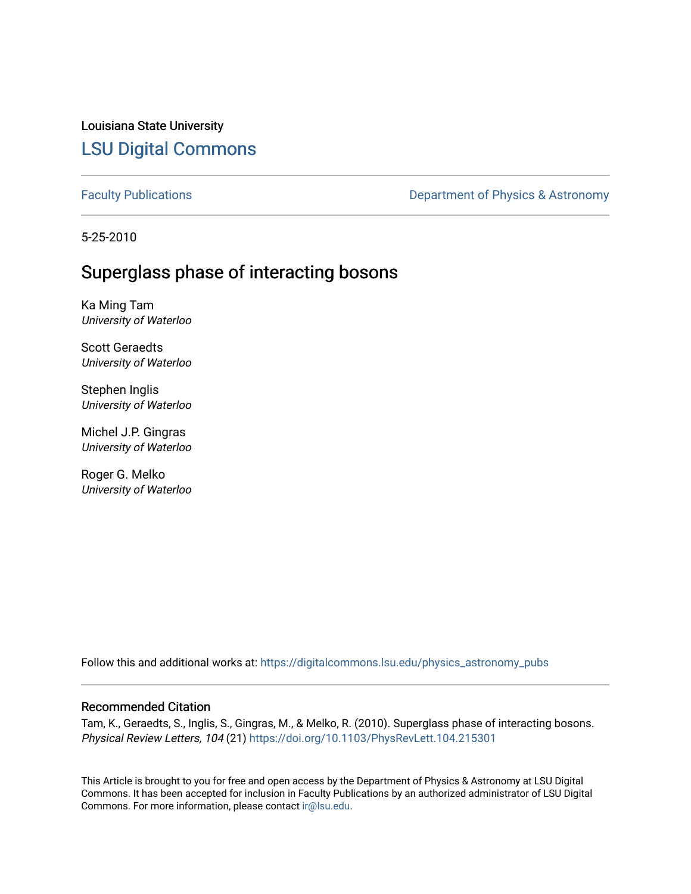Louisiana State University

# LSU Digital Commons

Faculty Publications | Department of Physics & Astronomy

5-25-2010

## Superglass phase of interacting bosons

Ka Ming Tam
*University of Waterloo*

Scott Geraedts
*University of Waterloo*

Stephen Inglis
*University of Waterloo*

Michel J.P. Gingras
*University of Waterloo*

Roger G. Melko
*University of Waterloo*

Follow this and additional works at: https://digitalcommons.lsu.edu/physics_astronomy_pubs

### Recommended Citation

Tam, K., Geraedts, S., Inglis, S., Gingras, M., & Melko, R. (2010). Superglass phase of interacting bosons. *Physical Review Letters, 104* (21) https://doi.org/10.1103/PhysRevLett.104.215301

This Article is brought to you for free and open access by the Department of Physics & Astronomy at LSU Digital Commons. It has been accepted for inclusion in Faculty Publications by an authorized administrator of LSU Digital Commons. For more information, please contact ir@lsu.edu.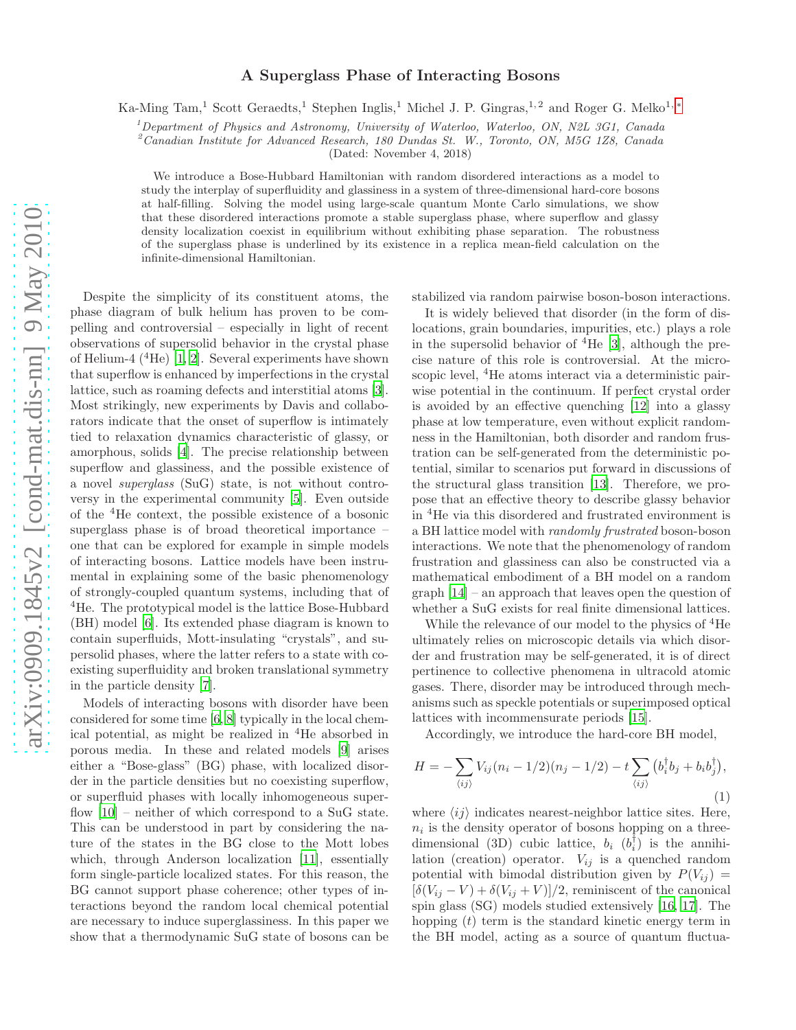# A Superglass Phase of Interacting Bosons

Ka-Ming Tam,[1] Scott Geraedts,[1] Stephen Inglis,[1] Michel J. P. Gingras,[1,2] and Roger G. Melko[1,*]

[1]*Department of Physics and Astronomy, University of Waterloo, Waterloo, ON, N2L 3G1, Canada*
[2]*Canadian Institute for Advanced Research, 180 Dundas St. W., Toronto, ON, M5G 1Z8, Canada*

(Dated: November 4, 2018)

We introduce a Bose-Hubbard Hamiltonian with random disordered interactions as a model to study the interplay of superfluidity and glassiness in a system of three-dimensional hard-core bosons at half-filling. Solving the model using large-scale quantum Monte Carlo simulations, we show that these disordered interactions promote a stable superglass phase, where superflow and glassy density localization coexist in equilibrium without exhibiting phase separation. The robustness of the superglass phase is underlined by its existence in a replica mean-field calculation on the infinite-dimensional Hamiltonian.

Despite the simplicity of its constituent atoms, the phase diagram of bulk helium has proven to be compelling and controversial – especially in light of recent observations of supersolid behavior in the crystal phase of Helium-4 ($^4$He) [1, 2]. Several experiments have shown that superflow is enhanced by imperfections in the crystal lattice, such as roaming defects and interstitial atoms [3]. Most strikingly, new experiments by Davis and collaborators indicate that the onset of superflow is intimately tied to relaxation dynamics characteristic of glassy, or amorphous, solids [4]. The precise relationship between superflow and glassiness, and the possible existence of a novel *superglass* (SuG) state, is not without controversy in the experimental community [5]. Even outside of the $^4$He context, the possible existence of a bosonic superglass phase is of broad theoretical importance – one that can be explored for example in simple models of interacting bosons. Lattice models have been instrumental in explaining some of the basic phenomenology of strongly-coupled quantum systems, including that of $^4$He. The prototypical model is the lattice Bose-Hubbard (BH) model [6]. Its extended phase diagram is known to contain superfluids, Mott-insulating "crystals", and supersolid phases, where the latter refers to a state with coexisting superfluidity and broken translational symmetry in the particle density [7].

Models of interacting bosons with disorder have been considered for some time [6, 8] typically in the local chemical potential, as might be realized in $^4$He absorbed in porous media. In these and related models [9] arises either a "Bose-glass" (BG) phase, with localized disorder in the particle densities but no coexisting superflow, or superfluid phases with locally inhomogeneous superflow [10] – neither of which correspond to a SuG state. This can be understood in part by considering the nature of the states in the BG close to the Mott lobes which, through Anderson localization [11], essentially form single-particle localized states. For this reason, the BG cannot support phase coherence; other types of interactions beyond the random local chemical potential are necessary to induce superglassiness. In this paper we show that a thermodynamic SuG state of bosons can be stabilized via random pairwise boson-boson interactions.

It is widely believed that disorder (in the form of dislocations, grain boundaries, impurities, etc.) plays a role in the supersolid behavior of $^4$He [3], although the precise nature of this role is controversial. At the microscopic level, $^4$He atoms interact via a deterministic pairwise potential in the continuum. If perfect crystal order is avoided by an effective quenching [12] into a glassy phase at low temperature, even without explicit randomness in the Hamiltonian, both disorder and random frustration can be self-generated from the deterministic potential, similar to scenarios put forward in discussions of the structural glass transition [13]. Therefore, we propose that an effective theory to describe glassy behavior in $^4$He via this disordered and frustrated environment is a BH lattice model with *randomly frustrated* boson-boson interactions. We note that the phenomenology of random frustration and glassiness can also be constructed via a mathematical embodiment of a BH model on a random graph [14] – an approach that leaves open the question of whether a SuG exists for real finite dimensional lattices.

While the relevance of our model to the physics of $^4$He ultimately relies on microscopic details via which disorder and frustration may be self-generated, it is of direct pertinence to collective phenomena in ultracold atomic gases. There, disorder may be introduced through mechanisms such as speckle potentials or superimposed optical lattices with incommensurate periods [15].

Accordingly, we introduce the hard-core BH model,

$$H = -\sum_{\langle ij \rangle} V_{ij}(n_i - 1/2)(n_j - 1/2) - t\sum_{\langle ij \rangle}\left(b_i^\dagger b_j + b_i b_j^\dagger\right), \tag{1}$$

where $\langle ij \rangle$ indicates nearest-neighbor lattice sites. Here, $n_i$ is the density operator of bosons hopping on a three-dimensional (3D) cubic lattice, $b_i$ ($b_i^\dagger$) is the annihilation (creation) operator. $V_{ij}$ is a quenched random potential with bimodal distribution given by $P(V_{ij}) = [\delta(V_{ij} - V) + \delta(V_{ij} + V)]/2$, reminiscent of the canonical spin glass (SG) models studied extensively [16, 17]. The hopping ($t$) term is the standard kinetic energy term in the BH model, acting as a source of quantum fluctua-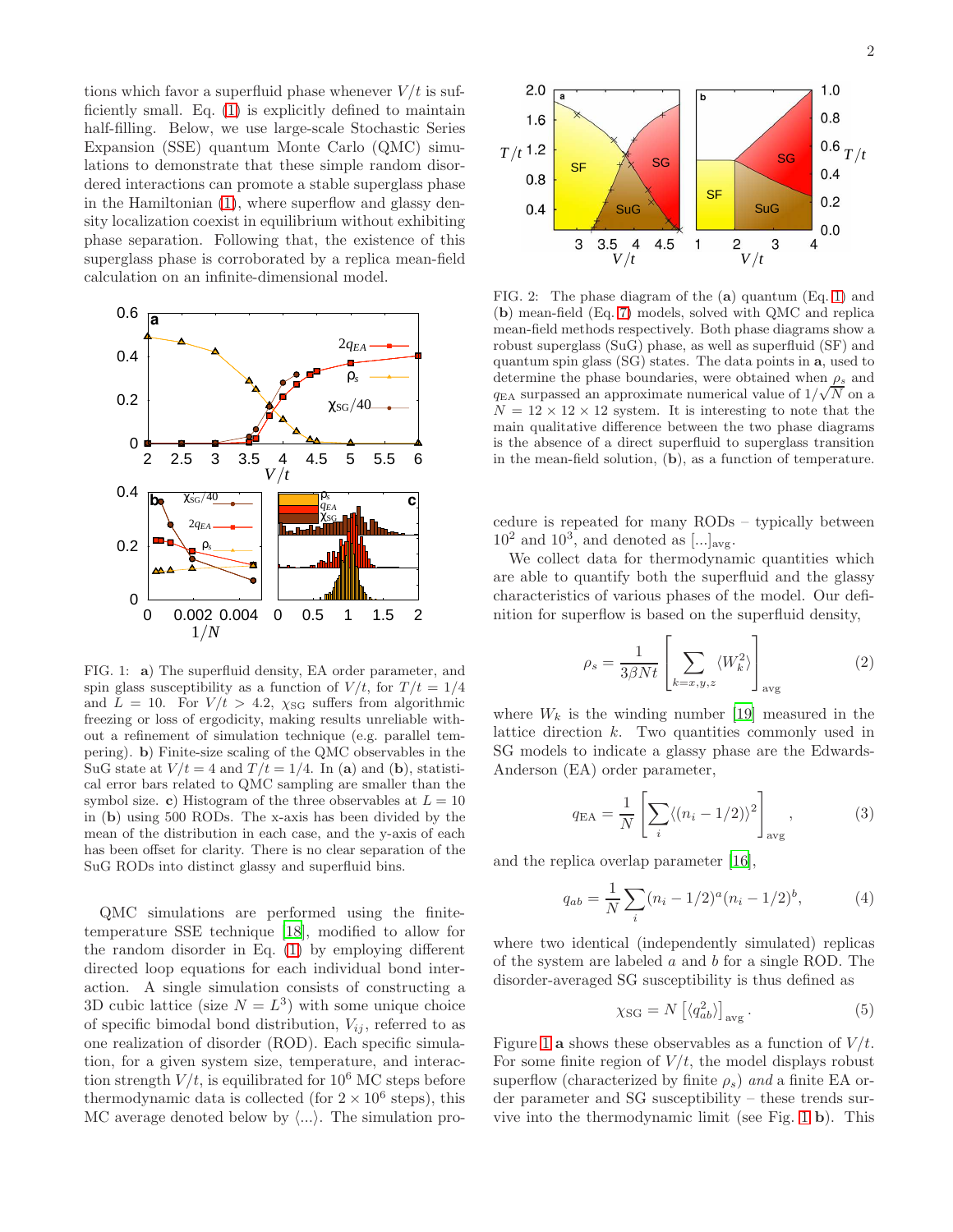tions which favor a superfluid phase whenever $V/t$ is sufficiently small. Eq. (1) is explicitly defined to maintain half-filling. Below, we use large-scale Stochastic Series Expansion (SSE) quantum Monte Carlo (QMC) simulations to demonstrate that these simple random disordered interactions can promote a stable superglass phase in the Hamiltonian (1), where superflow and glassy density localization coexist in equilibrium without exhibiting phase separation. Following that, the existence of this superglass phase is corroborated by a replica mean-field calculation on an infinite-dimensional model.

FIG. 1: **a**) The superfluid density, EA order parameter, and spin glass susceptibility as a function of $V/t$, for $T/t = 1/4$ and $L = 10$. For $V/t > 4.2$, $\chi_{\rm SG}$ suffers from algorithmic freezing or loss of ergodicity, making results unreliable without a refinement of simulation technique (e.g. parallel tempering). **b**) Finite-size scaling of the QMC observables in the SuG state at $V/t = 4$ and $T/t = 1/4$. In (**a**) and (**b**), statistical error bars related to QMC sampling are smaller than the symbol size. **c**) Histogram of the three observables at $L = 10$ in (**b**) using 500 RODs. The x-axis has been divided by the mean of the distribution in each case, and the y-axis of each has been offset for clarity. There is no clear separation of the SuG RODs into distinct glassy and superfluid bins.

QMC simulations are performed using the finite-temperature SSE technique [18], modified to allow for the random disorder in Eq. (1) by employing different directed loop equations for each individual bond interaction. A single simulation consists of constructing a 3D cubic lattice (size $N = L^3$) with some unique choice of specific bimodal bond distribution, $V_{ij}$, referred to as one realization of disorder (ROD). Each specific simulation, for a given system size, temperature, and interaction strength $V/t$, is equilibrated for $10^6$ MC steps before thermodynamic data is collected (for $2 \times 10^6$ steps), this MC average denoted below by $\langle ... \rangle$. The simulation procedure is repeated for many RODs – typically between $10^2$ and $10^3$, and denoted as $[...]_{\rm avg}$.

FIG. 2: The phase diagram of the (**a**) quantum (Eq. 1) and (**b**) mean-field (Eq. 7) models, solved with QMC and replica mean-field methods respectively. Both phase diagrams show a robust superglass (SuG) phase, as well as superfluid (SF) and quantum spin glass (SG) states. The data points in **a**, used to determine the phase boundaries, were obtained when $\rho_s$ and $q_{\rm EA}$ surpassed an approximate numerical value of $1/\sqrt{N}$ on a $N = 12 \times 12 \times 12$ system. It is interesting to note that the main qualitative difference between the two phase diagrams is the absence of a direct superfluid to superglass transition in the mean-field solution, (**b**), as a function of temperature.

We collect data for thermodynamic quantities which are able to quantify both the superfluid and the glassy characteristics of various phases of the model. Our definition for superflow is based on the superfluid density,

$$\rho_s = \frac{1}{3\beta N t}\left[\sum_{k=x,y,z} \langle W_k^2 \rangle\right]_{\rm avg} \tag{2}$$

where $W_k$ is the winding number [19] measured in the lattice direction $k$. Two quantities commonly used in SG models to indicate a glassy phase are the Edwards-Anderson (EA) order parameter,

$$q_{\rm EA} = \frac{1}{N}\left[\sum_i \langle (n_i - 1/2) \rangle^2\right]_{\rm avg}, \tag{3}$$

and the replica overlap parameter [16],

$$q_{ab} = \frac{1}{N}\sum_i (n_i - 1/2)^a (n_i - 1/2)^b, \tag{4}$$

where two identical (independently simulated) replicas of the system are labeled $a$ and $b$ for a single ROD. The disorder-averaged SG susceptibility is thus defined as

$$\chi_{\rm SG} = N\left[\langle q_{ab}^2 \rangle\right]_{\rm avg}. \tag{5}$$

Figure 1 **a** shows these observables as a function of $V/t$. For some finite region of $V/t$, the model displays robust superflow (characterized by finite $\rho_s$) *and* a finite EA order parameter and SG susceptibility – these trends survive into the thermodynamic limit (see Fig. 1 **b**). This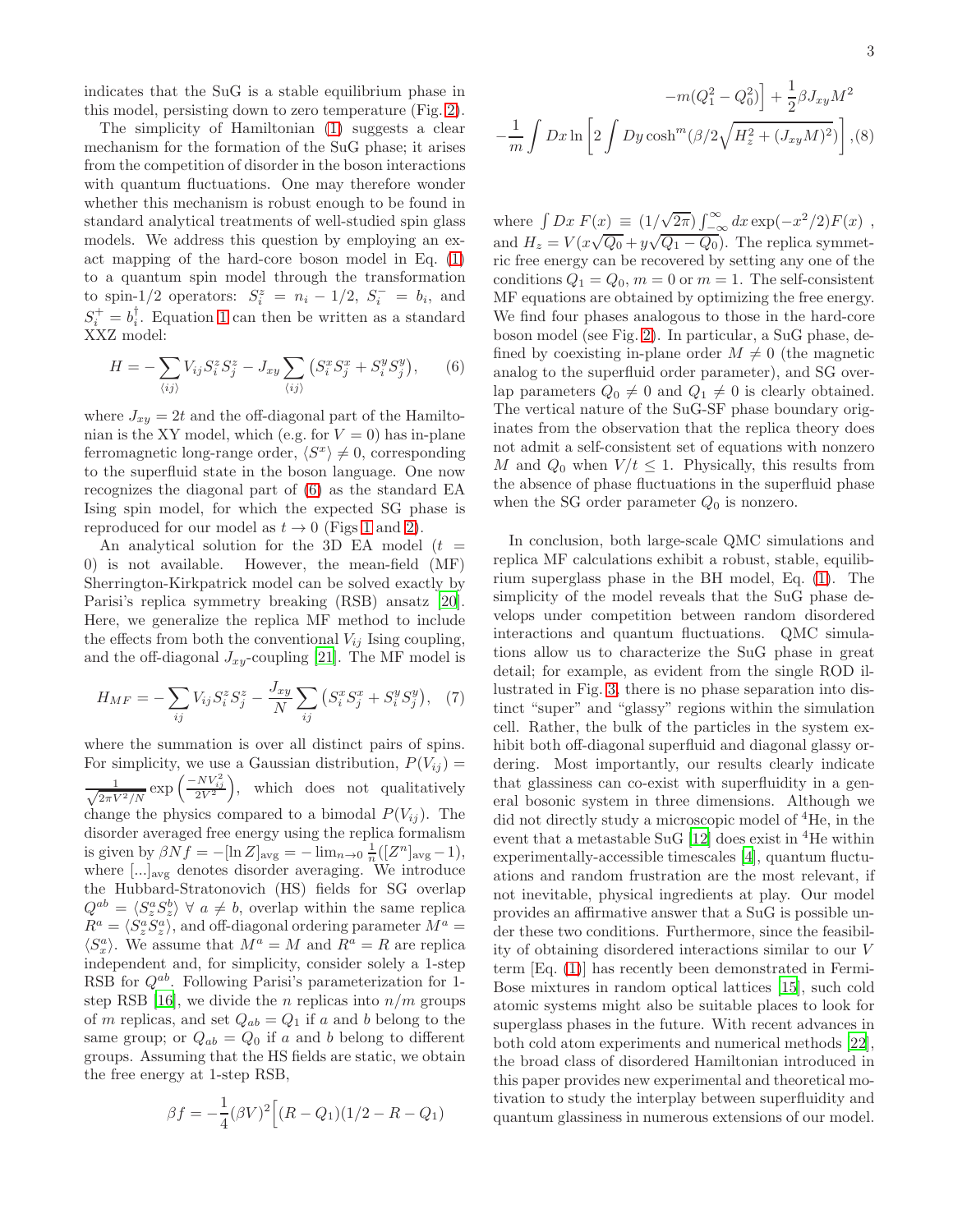indicates that the SuG is a stable equilibrium phase in this model, persisting down to zero temperature (Fig. 2).

The simplicity of Hamiltonian (1) suggests a clear mechanism for the formation of the SuG phase; it arises from the competition of disorder in the boson interactions with quantum fluctuations. One may therefore wonder whether this mechanism is robust enough to be found in standard analytical treatments of well-studied spin glass models. We address this question by employing an exact mapping of the hard-core boson model in Eq. (1) to a quantum spin model through the transformation to spin-1/2 operators: $S_i^z = n_i - 1/2$, $S_i^- = b_i$, and $S_i^+ = b_i^\dagger$. Equation 1 can then be written as a standard XXZ model:

$$H = -\sum_{\langle ij \rangle} V_{ij} S_i^z S_j^z - J_{xy} \sum_{\langle ij \rangle} \left( S_i^x S_j^x + S_i^y S_j^y \right), \quad (6)$$

where $J_{xy} = 2t$ and the off-diagonal part of the Hamiltonian is the XY model, which (e.g. for $V = 0$) has in-plane ferromagnetic long-range order, $\langle S^x \rangle \neq 0$, corresponding to the superfluid state in the boson language. One now recognizes the diagonal part of (6) as the standard EA Ising spin model, for which the expected SG phase is reproduced for our model as $t \to 0$ (Figs 1 and 2).

An analytical solution for the 3D EA model ($t = 0$) is not available. However, the mean-field (MF) Sherrington-Kirkpatrick model can be solved exactly by Parisi's replica symmetry breaking (RSB) ansatz [20]. Here, we generalize the replica MF method to include the effects from both the conventional $V_{ij}$ Ising coupling, and the off-diagonal $J_{xy}$-coupling [21]. The MF model is

$$H_{MF} = -\sum_{ij} V_{ij} S_i^z S_j^z - \frac{J_{xy}}{N} \sum_{ij} \left( S_i^x S_j^x + S_i^y S_j^y \right), \quad (7)$$

where the summation is over all distinct pairs of spins. For simplicity, we use a Gaussian distribution, $P(V_{ij}) = \frac{1}{\sqrt{2\pi V^2/N}} \exp\left(\frac{-NV_{ij}^2}{2V^2}\right)$, which does not qualitatively change the physics compared to a bimodal $P(V_{ij})$. The disorder averaged free energy is given using the replica formalism is given by $\beta N f = -[\ln Z]_{\text{avg}} = -\lim_{n\to 0} \frac{1}{n}([Z^n]_{\text{avg}} - 1)$, where $[...]_{\text{avg}}$ denotes disorder averaging. We introduce the Hubbard-Stratonovich (HS) fields for SG overlap $Q^{ab} = \langle S_z^a S_z^b \rangle \;\forall\; a \neq b$, overlap within the same replica $R^a = \langle S_z^a S_z^a \rangle$, and off-diagonal ordering parameter $M^a = \langle S_x^a \rangle$. We assume that $M^a = M$ and $R^a = R$ are replica independent and, for simplicity, consider solely a 1-step RSB for $Q^{ab}$. Following Parisi's parameterization for 1-step RSB [16], we divide the $n$ replicas into $n/m$ groups of $m$ replicas, and set $Q_{ab} = Q_1$ if $a$ and $b$ belong to the same group; or $Q_{ab} = Q_0$ if $a$ and $b$ belong to different groups. Assuming that the HS fields are static, we obtain the free energy at 1-step RSB,

$$\beta f = -\frac{1}{4}(\beta V)^2 \Big[ (R - Q_1)(1/2 - R - Q_1) - m(Q_1^2 - Q_0^2) \Big] + \frac{1}{2}\beta J_{xy} M^2$$
$$-\frac{1}{m} \int Dx \ln \left[ 2 \int Dy \cosh^m (\beta/2 \sqrt{H_z^2 + (J_{xy} M)^2}) \right], (8)$$

where $\int Dx\, F(x) \equiv (1/\sqrt{2\pi}) \int_{-\infty}^{\infty} dx \exp(-x^2/2) F(x)$, and $H_z = V(x\sqrt{Q_0} + y\sqrt{Q_1 - Q_0})$. The replica symmetric free energy can be recovered by setting any one of the conditions $Q_1 = Q_0$, $m = 0$ or $m = 1$. The self-consistent MF equations are obtained by optimizing the free energy. We find four phases analogous to those in the hard-core boson model (see Fig. 2). In particular, a SuG phase, defined by coexisting in-plane order $M \neq 0$ (the magnetic analog to the superfluid order parameter), and SG overlap parameters $Q_0 \neq 0$ and $Q_1 \neq 0$ is clearly obtained. The vertical nature of the SuG-SF phase boundary originates from the observation that the replica theory does not admit a self-consistent set of equations with nonzero $M$ and $Q_0$ when $V/t \leq 1$. Physically, this results from the absence of phase fluctuations in the superfluid phase when the SG order parameter $Q_0$ is nonzero.

In conclusion, both large-scale QMC simulations and replica MF calculations exhibit a robust, stable, equilibrium superglass phase in the BH model, Eq. (1). The simplicity of the model reveals that the SuG phase develops under competition between random disordered interactions and quantum fluctuations. QMC simulations allow us to characterize the SuG phase in great detail; for example, as evident from the single ROD illustrated in Fig. 3, there is no phase separation into distinct "super" and "glassy" regions within the simulation cell. Rather, the bulk of the particles in the system exhibit both off-diagonal superfluid and diagonal glassy ordering. Most importantly, our results clearly indicate that glassiness can co-exist with superfluidity in a general bosonic system in three dimensions. Although we did not directly study a microscopic model of $^4$He, in the event that a metastable SuG [12] does exist in $^4$He within experimentally-accessible timescales [4], quantum fluctuations and random frustration are the most relevant, if not inevitable, physical ingredients at play. Our model provides an affirmative answer that a SuG is possible under these two conditions. Furthermore, since the feasibility of obtaining disordered interactions similar to our $V$ term [Eq. (1)] has recently been demonstrated in Fermi-Bose mixtures in random optical lattices [15], such cold atomic systems might also be suitable places to look for superglass phases in the future. With recent advances in both cold atom experiments and numerical methods [22], the broad class of disordered Hamiltonian introduced in this paper provides new experimental and theoretical motivation to study the interplay between superfluidity and quantum glassiness in numerous extensions of our model.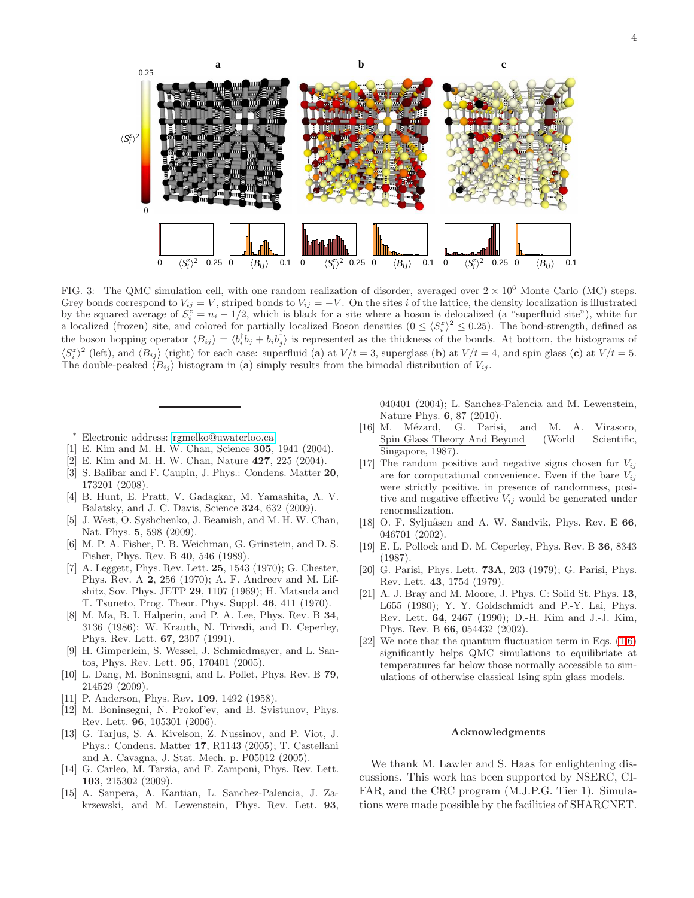a b c

0.25

$\langle S_i^z \rangle^2$

0

0 $\langle S_i^z \rangle^2$ 0.25 0 $\langle B_{ij} \rangle$ 0.1 0 $\langle S_i^z \rangle^2$ 0.25 0 $\langle B_{ij} \rangle$ 0.1 0 $\langle S_i^z \rangle^2$ 0.25 0 $\langle B_{ij} \rangle$ 0.1

FIG. 3: The QMC simulation cell, with one random realization of disorder, averaged over $2 \times 10^6$ Monte Carlo (MC) steps. Grey bonds correspond to $V_{ij} = V$, striped bonds to $V_{ij} = -V$. On the sites $i$ of the lattice, the density localization is illustrated by the squared average of $S_i^z = n_i - 1/2$, which is black for a site where a boson is delocalized (a "superfluid site"), white for a localized (frozen) site, and colored for partially localized Boson densities ($0 \leq \langle S_i^z \rangle^2 \leq 0.25$). The bond-strength, defined as the boson hopping operator $\langle B_{ij} \rangle = \langle b_i^\dagger b_j + b_i b_j^\dagger \rangle$ is represented as the thickness of the bonds. At bottom, the histograms of $\langle S_i^z \rangle^2$ (left), and $\langle B_{ij} \rangle$ (right) for each case: superfluid (**a**) at $V/t = 3$, superglass (**b**) at $V/t = 4$, and spin glass (**c**) at $V/t = 5$. The double-peaked $\langle B_{ij} \rangle$ histogram in (**a**) simply results from the bimodal distribution of $V_{ij}$.

---

* Electronic address: rgmelko@uwaterloo.ca

[1] E. Kim and M. H. W. Chan, Science **305**, 1941 (2004).

[2] E. Kim and M. H. W. Chan, Nature **427**, 225 (2004).

[3] S. Balibar and F. Caupin, J. Phys.: Condens. Matter **20**, 173201 (2008).

[4] B. Hunt, E. Pratt, V. Gadagkar, M. Yamashita, A. V. Balatsky, and J. C. Davis, Science **324**, 632 (2009).

[5] J. West, O. Syshchenko, J. Beamish, and M. H. W. Chan, Nat. Phys. **5**, 598 (2009).

[6] M. P. A. Fisher, P. B. Weichman, G. Grinstein, and D. S. Fisher, Phys. Rev. B **40**, 546 (1989).

[7] A. Leggett, Phys. Rev. Lett. **25**, 1543 (1970); G. Chester, Phys. Rev. A **2**, 256 (1970); A. F. Andreev and M. Lifshitz, Sov. Phys. JETP **29**, 1107 (1969); H. Matsuda and T. Tsuneto, Prog. Theor. Phys. Suppl. **46**, 411 (1970).

[8] M. Ma, B. I. Halperin, and P. A. Lee, Phys. Rev. B **34**, 3136 (1986); W. Krauth, N. Trivedi, and D. Ceperley, Phys. Rev. Lett. **67**, 2307 (1991).

[9] H. Gimperlein, S. Wessel, J. Schmiedmayer, and L. Santos, Phys. Rev. Lett. **95**, 170401 (2005).

[10] L. Dang, M. Boninsegni, and L. Pollet, Phys. Rev. B **79**, 214529 (2009).

[11] P. Anderson, Phys. Rev. **109**, 1492 (1958).

[12] M. Boninsegni, N. Prokof'ev, and B. Svistunov, Phys. Rev. Lett. **96**, 105301 (2006).

[13] G. Tarjus, S. A. Kivelson, Z. Nussinov, and P. Viot, J. Phys.: Condens. Matter **17**, R1143 (2005); T. Castellani and A. Cavagna, J. Stat. Mech. p. P05012 (2005).

[14] G. Carleo, M. Tarzia, and F. Zamponi, Phys. Rev. Lett. **103**, 215302 (2009).

[15] A. Sanpera, A. Kantian, L. Sanchez-Palencia, J. Zakrzewski, and M. Lewenstein, Phys. Rev. Lett. **93**, 040401 (2004); L. Sanchez-Palencia and M. Lewenstein, Nature Phys. **6**, 87 (2010).

[16] M. Mézard, G. Parisi, and M. A. Virasoro, Spin Glass Theory And Beyond (World Scientific, Singapore, 1987).

[17] The random positive and negative signs chosen for $V_{ij}$ are for computational convenience. Even if the bare $V_{ij}$ were strictly positive, in presence of randomness, positive and negative effective $V_{ij}$ would be generated under renormalization.

[18] O. F. Syljuåsen and A. W. Sandvik, Phys. Rev. E **66**, 046701 (2002).

[19] E. L. Pollock and D. M. Ceperley, Phys. Rev. B **36**, 8343 (1987).

[20] G. Parisi, Phys. Lett. **73A**, 203 (1979); G. Parisi, Phys. Rev. Lett. **43**, 1754 (1979).

[21] A. J. Bray and M. Moore, J. Phys. C: Solid St. Phys. **13**, L655 (1980); Y. Y. Goldschmidt and P.-Y. Lai, Phys. Rev. Lett. **64**, 2467 (1990); D.-H. Kim and J.-J. Kim, Phys. Rev. B **66**, 054432 (2002).

[22] We note that the quantum fluctuation term in Eqs. (1,6) significantly helps QMC simulations to equilibriate at temperatures far below those normally accessible to simulations of otherwise classical Ising spin glass models.

## Acknowledgments

We thank M. Lawler and S. Haas for enlightening discussions. This work has been supported by NSERC, CIFAR, and the CRC program (M.J.P.G. Tier 1). Simulations were made possible by the facilities of SHARCNET.